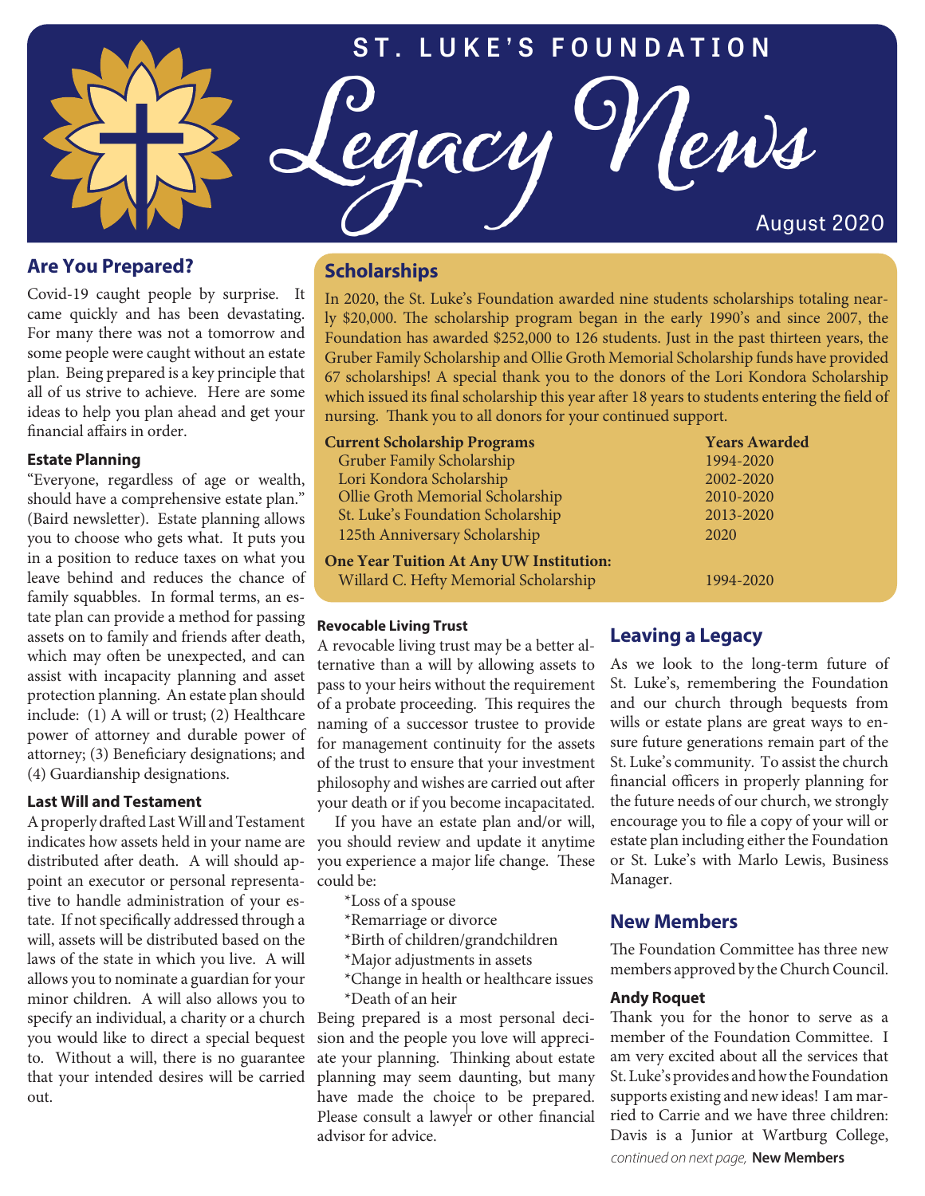# ST. LUKE'S FOUNDATION

# Legacy News

August 2020

## Are You Prepared?

Covid-19 caught people by surprise. It came quickly and has been devastating. For many there was not a tomorrow and some people were caught without an estate plan. Being prepared is a key principle that all of us strive to achieve. Here are some ideas to help you plan ahead and get your financial affairs in order.

### Estate Planning

"Everyone, regardless of age or wealth, should have a comprehensive estate plan." (Baird newsletter). Estate planning allows you to choose who gets what. It puts you in a position to reduce taxes on what you leave behind and reduces the chance of family squabbles. In formal terms, an estate plan can provide a method for passing assets on to family and friends after death, which may often be unexpected, and can assist with incapacity planning and asset protection planning. An estate plan should include: (1) A will or trust; (2) Healthcare power of attorney and durable power of attorney; (3) Beneficiary designations; and (4) Guardianship designations.

### Last Will and Testament

A properly drafted Last Will and Testament indicates how assets held in your name are distributed after death. A will should appoint an executor or personal representative to handle administration of your estate. If not specifically addressed through a will, assets will be distributed based on the laws of the state in which you live. A will allows you to nominate a guardian for your minor children. A will also allows you to specify an individual, a charity or a church you would like to direct a special bequest to. Without a will, there is no guarantee that your intended desires will be carried out.

## Scholarships

In 2020, the St. Luke's Foundation awarded nine students scholarships totaling nearly $20,000. The scholarship program began in the early 1990's and since 2007, the Foundation has awarded $252,000 to 126 students. Just in the past thirteen years, the Gruber Family Scholarship and Ollie Groth Memorial Scholarship funds have provided 67 scholarships! A special thank you to the donors of the Lori Kondora Scholarship which issued its final scholarship this year after 18 years to students entering the field of nursing. Thank you to all donors for your continued support.

| Current Scholarship Programs | Years Awarded |
|---|---|
| Gruber Family Scholarship | 1994-2020 |
| Lori Kondora Scholarship | 2002-2020 |
| Ollie Groth Memorial Scholarship | 2010-2020 |
| St. Luke's Foundation Scholarship | 2013-2020 |
| 125th Anniversary Scholarship | 2020 |
| **One Year Tuition At Any UW Institution:** | |
| Willard C. Hefty Memorial Scholarship | 1994-2020 |

### Revocable Living Trust

A revocable living trust may be a better alternative than a will by allowing assets to pass to your heirs without the requirement of a probate proceeding. This requires the naming of a successor trustee to provide for management continuity for the assets of the trust to ensure that your investment philosophy and wishes are carried out after your death or if you become incapacitated.

If you have an estate plan and/or will, you should review and update it anytime you experience a major life change. These could be:

*Loss of a spouse
*Remarriage or divorce
*Birth of children/grandchildren
*Major adjustments in assets
*Change in health or healthcare issues
*Death of an heir

Being prepared is a most personal decision and the people you love will appreciate your planning. Thinking about estate planning may seem daunting, but many have made the choice to be prepared. Please consult a lawyer or other financial advisor for advice.

## Leaving a Legacy

As we look to the long-term future of St. Luke's, remembering the Foundation and our church through bequests from wills or estate plans are great ways to ensure future generations remain part of the St. Luke's community. To assist the church financial officers in properly planning for the future needs of our church, we strongly encourage you to file a copy of your will or estate plan including either the Foundation or St. Luke's with Marlo Lewis, Business Manager.

## New Members

The Foundation Committee has three new members approved by the Church Council.

### Andy Roquet

Thank you for the honor to serve as a member of the Foundation Committee. I am very excited about all the services that St. Luke's provides and how the Foundation supports existing and new ideas! I am married to Carrie and we have three children: Davis is a Junior at Wartburg College,

*continued on next page,* **New Members**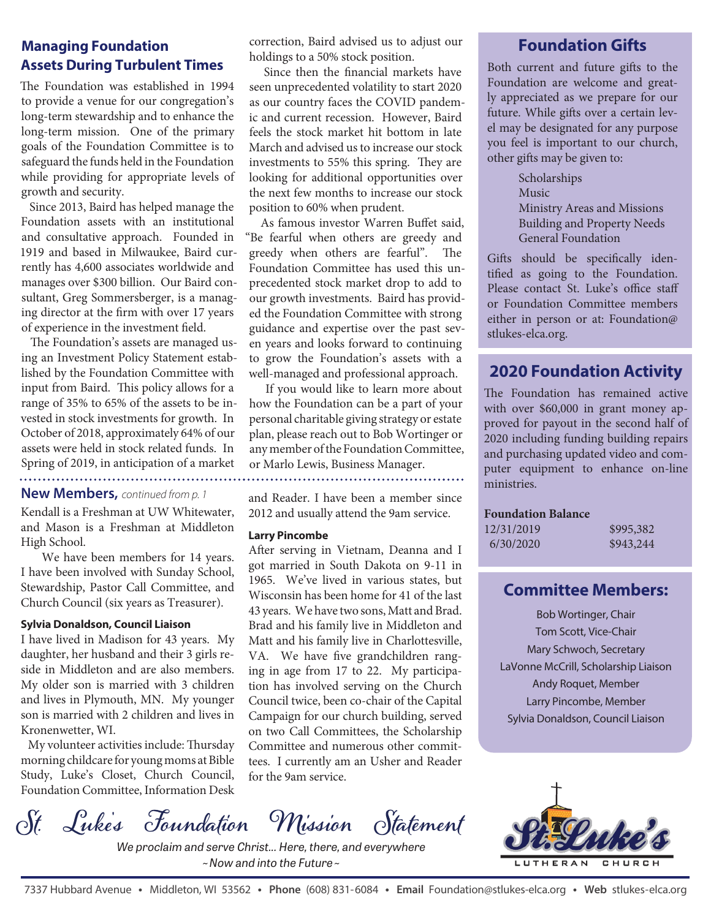## Managing Foundation Assets During Turbulent Times

The Foundation was established in 1994 to provide a venue for our congregation's long-term stewardship and to enhance the long-term mission. One of the primary goals of the Foundation Committee is to safeguard the funds held in the Foundation while providing for appropriate levels of growth and security.

Since 2013, Baird has helped manage the Foundation assets with an institutional and consultative approach. Founded in 1919 and based in Milwaukee, Baird currently has 4,600 associates worldwide and manages over $300 billion. Our Baird consultant, Greg Sommersberger, is a managing director at the firm with over 17 years of experience in the investment field.

The Foundation's assets are managed using an Investment Policy Statement established by the Foundation Committee with input from Baird. This policy allows for a range of 35% to 65% of the assets to be invested in stock investments for growth. In October of 2018, approximately 64% of our assets were held in stock related funds. In Spring of 2019, in anticipation of a market correction, Baird advised us to adjust our holdings to a 50% stock position.

Since then the financial markets have seen unprecedented volatility to start 2020 as our country faces the COVID pandemic and current recession. However, Baird feels the stock market hit bottom in late March and advised us to increase our stock investments to 55% this spring. They are looking for additional opportunities over the next few months to increase our stock position to 60% when prudent.

As famous investor Warren Buffet said, "Be fearful when others are greedy and greedy when others are fearful". The Foundation Committee has used this unprecedented stock market drop to add to our growth investments. Baird has provided the Foundation Committee with strong guidance and expertise over the past seven years and looks forward to continuing to grow the Foundation's assets with a well-managed and professional approach.

If you would like to learn more about how the Foundation can be a part of your personal charitable giving strategy or estate plan, please reach out to Bob Wortinger or any member of the Foundation Committee, or Marlo Lewis, Business Manager.

## Foundation Gifts

Both current and future gifts to the Foundation are welcome and greatly appreciated as we prepare for our future. While gifts over a certain level may be designated for any purpose you feel is important to our church, other gifts may be given to:

- Scholarships
- Music
- Ministry Areas and Missions
- Building and Property Needs
- General Foundation

Gifts should be specifically identified as going to the Foundation. Please contact St. Luke's office staff or Foundation Committee members either in person or at: Foundation@stlukes-elca.org.

## 2020 Foundation Activity

The Foundation has remained active with over $60,000 in grant money approved for payout in the second half of 2020 including funding building repairs and purchasing updated video and computer equipment to enhance on-line ministries.

**Foundation Balance**

| | |
|---|---|
| 12/31/2019 | $995,382 |
| 6/30/2020 | $943,244 |

## Committee Members:

Bob Wortinger, Chair
Tom Scott, Vice-Chair
Mary Schwoch, Secretary
LaVonne McCrill, Scholarship Liaison
Andy Roquet, Member
Larry Pincombe, Member
Sylvia Donaldson, Council Liaison

## New Members, *continued from p. 1*

Kendall is a Freshman at UW Whitewater, and Mason is a Freshman at Middleton High School.

We have been members for 14 years. I have been involved with Sunday School, Stewardship, Pastor Call Committee, and Church Council (six years as Treasurer).

**Sylvia Donaldson, Council Liaison**

I have lived in Madison for 43 years. My daughter, her husband and their 3 girls reside in Middleton and are also members. My older son is married with 3 children and lives in Plymouth, MN. My younger son is married with 2 children and lives in Kronenwetter, WI.

My volunteer activities include: Thursday morning childcare for young moms at Bible Study, Luke's Closet, Church Council, Foundation Committee, Information Desk and Reader. I have been a member since 2012 and usually attend the 9am service.

**Larry Pincombe**

After serving in Vietnam, Deanna and I got married in South Dakota on 9-11 in 1965. We've lived in various states, but Wisconsin has been home for 41 of the last 43 years. We have two sons, Matt and Brad. Brad and his family live in Middleton and Matt and his family live in Charlottesville, VA. We have five grandchildren ranging in age from 17 to 22. My participation has involved serving on the Church Council twice, been co-chair of the Capital Campaign for our church building, served on two Call Committees, the Scholarship Committee and numerous other committees. I currently am an Usher and Reader for the 9am service.

## St. Luke's Foundation Mission Statement

*We proclaim and serve Christ... Here, there, and everywhere*
*~ Now and into the Future ~*

St. Luke's Lutheran Church

7337 Hubbard Avenue • Middleton, WI 53562 • **Phone** (608) 831-6084 • **Email** Foundation@stlukes-elca.org • **Web** stlukes-elca.org